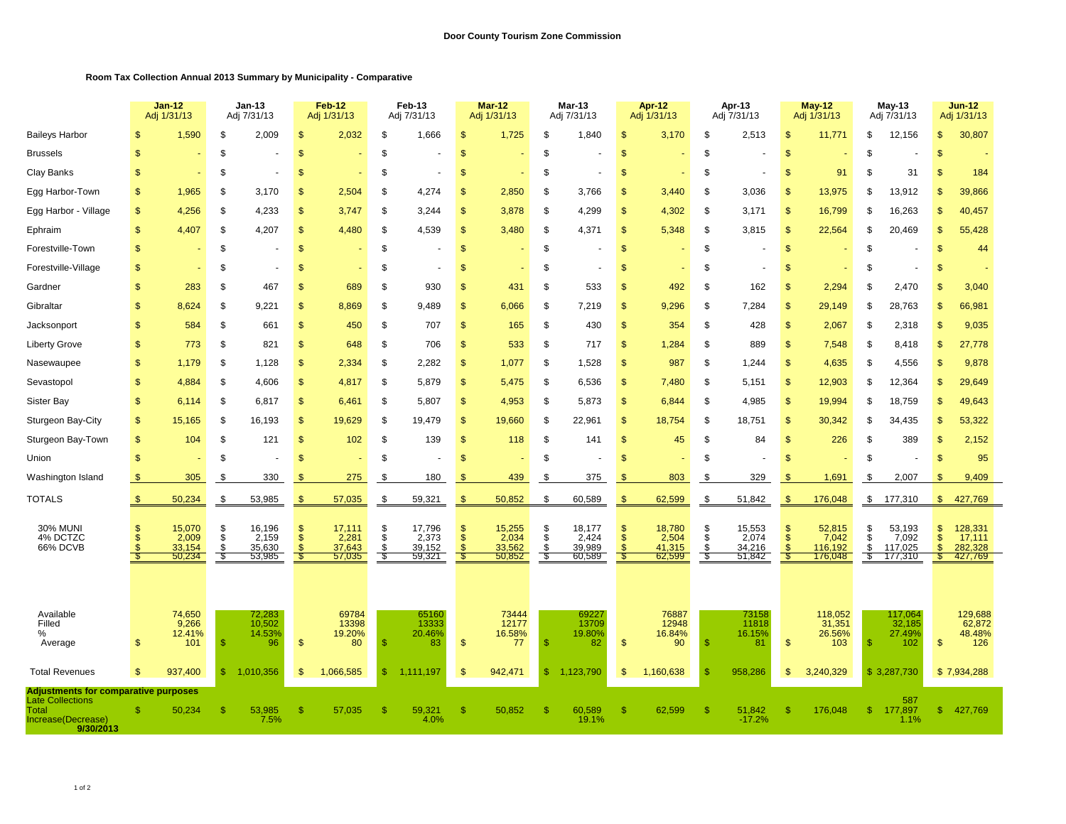**Door County Tourism Zone Commission**

**Room Tax Collection Annual 2013 Summary by Municipality - Comparative**

| | Jan-12 Adj 1/31/13 | Jan-13 Adj 7/31/13 | Feb-12 Adj 1/31/13 | Feb-13 Adj 7/31/13 | Mar-12 Adj 1/31/13 | Mar-13 Adj 7/31/13 | Apr-12 Adj 1/31/13 | Apr-13 Adj 7/31/13 | May-12 Adj 1/31/13 | May-13 Adj 7/31/13 | Jun-12 Adj 1/31/13 |
|---|---|---|---|---|---|---|---|---|---|---|---|
| Baileys Harbor | $ 1,590 | $ 2,009 | $ 2,032 | $ 1,666 | $ 1,725 | $ 1,840 | $ 3,170 | $ 2,513 | $ 11,771 | $ 12,156 | $ 30,807 |
| Brussels | $ - | $ - | $ - | $ - | $ - | $ - | $ - | $ - | $ - | $ - | $ - |
| Clay Banks | $ - | $ - | $ - | $ - | $ - | $ - | $ - | $ - | $ 91 | $ 31 | $ 184 |
| Egg Harbor-Town | $ 1,965 | $ 3,170 | $ 2,504 | $ 4,274 | $ 2,850 | $ 3,766 | $ 3,440 | $ 3,036 | $ 13,975 | $ 13,912 | $ 39,866 |
| Egg Harbor - Village | $ 4,256 | $ 4,233 | $ 3,747 | $ 3,244 | $ 3,878 | $ 4,299 | $ 4,302 | $ 3,171 | $ 16,799 | $ 16,263 | $ 40,457 |
| Ephraim | $ 4,407 | $ 4,207 | $ 4,480 | $ 4,539 | $ 3,480 | $ 4,371 | $ 5,348 | $ 3,815 | $ 22,564 | $ 20,469 | $ 55,428 |
| Forestville-Town | $ - | $ - | $ - | $ - | $ - | $ - | $ - | $ - | $ - | $ - | $ 44 |
| Forestville-Village | $ - | $ - | $ - | $ - | $ - | $ - | $ - | $ - | $ - | $ - | $ - |
| Gardner | $ 283 | $ 467 | $ 689 | $ 930 | $ 431 | $ 533 | $ 492 | $ 162 | $ 2,294 | $ 2,470 | $ 3,040 |
| Gibraltar | $ 8,624 | $ 9,221 | $ 8,869 | $ 9,489 | $ 6,066 | $ 7,219 | $ 9,296 | $ 7,284 | $ 29,149 | $ 28,763 | $ 66,981 |
| Jacksonport | $ 584 | $ 661 | $ 450 | $ 707 | $ 165 | $ 430 | $ 354 | $ 428 | $ 2,067 | $ 2,318 | $ 9,035 |
| Liberty Grove | $ 773 | $ 821 | $ 648 | $ 706 | $ 533 | $ 717 | $ 1,284 | $ 889 | $ 7,548 | $ 8,418 | $ 27,778 |
| Nasewaupee | $ 1,179 | $ 1,128 | $ 2,334 | $ 2,282 | $ 1,077 | $ 1,528 | $ 987 | $ 1,244 | $ 4,635 | $ 4,556 | $ 9,878 |
| Sevastopol | $ 4,884 | $ 4,606 | $ 4,817 | $ 5,879 | $ 5,475 | $ 6,536 | $ 7,480 | $ 5,151 | $ 12,903 | $ 12,364 | $ 29,649 |
| Sister Bay | $ 6,114 | $ 6,817 | $ 6,461 | $ 5,807 | $ 4,953 | $ 5,873 | $ 6,844 | $ 4,985 | $ 19,994 | $ 18,759 | $ 49,643 |
| Sturgeon Bay-City | $ 15,165 | $ 16,193 | $ 19,629 | $ 19,479 | $ 19,660 | $ 22,961 | $ 18,754 | $ 18,751 | $ 30,342 | $ 34,435 | $ 53,322 |
| Sturgeon Bay-Town | $ 104 | $ 121 | $ 102 | $ 139 | $ 118 | $ 141 | $ 45 | $ 84 | $ 226 | $ 389 | $ 2,152 |
| Union | $ - | $ - | $ - | $ - | $ - | $ - | $ - | $ - | $ - | $ - | $ 95 |
| Washington Island | $ 305 | $ 330 | $ 275 | $ 180 | $ 439 | $ 375 | $ 803 | $ 329 | $ 1,691 | $ 2,007 | $ 9,409 |
| TOTALS | $ 50,234 | $ 53,985 | $ 57,035 | $ 59,321 | $ 50,852 | $ 60,589 | $ 62,599 | $ 51,842 | $ 176,048 | $ 177,310 | $ 427,769 |
| 30% MUNI | $ 15,070 | $ 16,196 | $ 17,111 | $ 17,796 | $ 15,255 | $ 18,177 | $ 18,780 | $ 15,553 | $ 52,815 | $ 53,193 | $ 128,331 |
| 4% DCTZC | $ 2,009 | $ 2,159 | $ 2,281 | $ 2,373 | $ 2,034 | $ 2,424 | $ 2,504 | $ 2,074 | $ 7,042 | $ 7,092 | $ 17,111 |
| 66% DCVB | $ 33,154 | $ 35,630 | $ 37,643 | $ 39,152 | $ 33,562 | $ 39,989 | $ 41,315 | $ 34,216 | $ 116,192 | $ 117,025 | $ 282,328 |
| | $ 50,234 | $ 53,985 | $ 57,035 | $ 59,321 | $ 50,852 | $ 60,589 | $ 62,599 | $ 51,842 | $ 176,048 | $ 177,310 | $ 427,769 |
| Available | 74,650 | 72,283 | 69784 | 65160 | 73444 | 69227 | 76887 | 73158 | 118,052 | 117,064 | 129,688 |
| Filled | 9,266 | 10,502 | 13398 | 13333 | 12177 | 13709 | 12948 | 11818 | 31,351 | 32,185 | 62,872 |
| % | 12.41% | 14.53% | 19.20% | 20.46% | 16.58% | 19.80% | 16.84% | 16.15% | 26.56% | 27.49% | 48.48% |
| Average | $ 101 | $ 96 | $ 80 | $ 83 | $ 77 | $ 82 | $ 90 | $ 81 | $ 103 | $ 102 | $ 126 |
| Total Revenues | $ 937,400 | $ 1,010,356 | $ 1,066,585 | $ 1,111,197 | $ 942,471 | $ 1,123,790 | $ 1,160,638 | $ 958,286 | $ 3,240,329 | $ 3,287,730 | $ 7,934,288 |
| **Adjustments for comparative purposes** | | | | | | | | | | | |
| Late Collections | | | | | | | | | | 587 | |
| Total | $ 50,234 | $ 53,985 | $ 57,035 | $ 59,321 | $ 50,852 | $ 60,589 | $ 62,599 | $ 51,842 | $ 176,048 | $ 177,897 | $ 427,769 |
| Increase(Decrease) | | 7.5% | | 4.0% | | 19.1% | | -17.2% | | 1.1% | |
| **9/30/2013** | | | | | | | | | | | |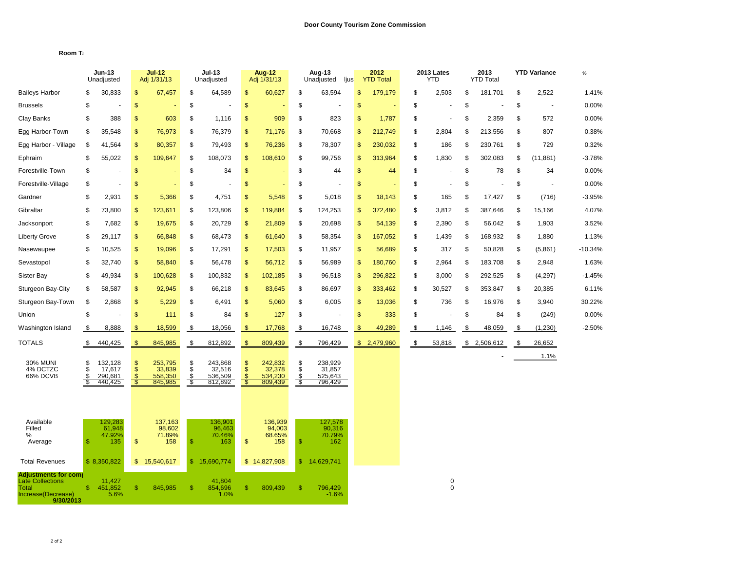**Door County Tourism Zone Commission**

**Room T**

| | Jun-13 Unadjusted | Jul-12 Adj 1/31/13 | Jul-13 Unadjusted | Aug-12 Adj 1/31/13 | Aug-13 Unadjusted | 2012 YTD Total | 2013 Lates YTD | 2013 YTD Total | YTD Variance | % |
|---|---|---|---|---|---|---|---|---|---|---|
| Baileys Harbor | $ 30,833 | $ 67,457 | $ 64,589 | $ 60,627 | $ 63,594 | $ 179,179 | $ 2,503 | $ 181,701 | $ 2,522 | 1.41% |
| Brussels | $ - | $ - | $ - | $ - | $ - | $ - | $ - | $ - | $ - | 0.00% |
| Clay Banks | $ 388 | $ 603 | $ 1,116 | $ 909 | $ 823 | $ 1,787 | $ - | $ 2,359 | $ 572 | 0.00% |
| Egg Harbor-Town | $ 35,548 | $ 76,973 | $ 76,379 | $ 71,176 | $ 70,668 | $ 212,749 | $ 2,804 | $ 213,556 | $ 807 | 0.38% |
| Egg Harbor - Village | $ 41,564 | $ 80,357 | $ 79,493 | $ 76,236 | $ 78,307 | $ 230,032 | $ 186 | $ 230,761 | $ 729 | 0.32% |
| Ephraim | $ 55,022 | $ 109,647 | $ 108,073 | $ 108,610 | $ 99,756 | $ 313,964 | $ 1,830 | $ 302,083 | $ (11,881) | -3.78% |
| Forestville-Town | $ - | $ - | $ 34 | $ - | $ 44 | $ 44 | $ - | $ 78 | $ 34 | 0.00% |
| Forestville-Village | $ - | $ - | $ - | $ - | $ - | $ - | $ - | $ - | $ - | 0.00% |
| Gardner | $ 2,931 | $ 5,366 | $ 4,751 | $ 5,548 | $ 5,018 | $ 18,143 | $ 165 | $ 17,427 | $ (716) | -3.95% |
| Gibraltar | $ 73,800 | $ 123,611 | $ 123,806 | $ 119,884 | $ 124,253 | $ 372,480 | $ 3,812 | $ 387,646 | $ 15,166 | 4.07% |
| Jacksonport | $ 7,682 | $ 19,675 | $ 20,729 | $ 21,809 | $ 20,698 | $ 54,139 | $ 2,390 | $ 56,042 | $ 1,903 | 3.52% |
| Liberty Grove | $ 29,117 | $ 66,848 | $ 68,473 | $ 61,640 | $ 58,354 | $ 167,052 | $ 1,439 | $ 168,932 | $ 1,880 | 1.13% |
| Nasewaupee | $ 10,525 | $ 19,096 | $ 17,291 | $ 17,503 | $ 11,957 | $ 56,689 | $ 317 | $ 50,828 | $ (5,861) | -10.34% |
| Sevastopol | $ 32,740 | $ 58,840 | $ 56,478 | $ 56,712 | $ 56,989 | $ 180,760 | $ 2,964 | $ 183,708 | $ 2,948 | 1.63% |
| Sister Bay | $ 49,934 | $ 100,628 | $ 100,832 | $ 102,185 | $ 96,518 | $ 296,822 | $ 3,000 | $ 292,525 | $ (4,297) | -1.45% |
| Sturgeon Bay-City | $ 58,587 | $ 92,945 | $ 66,218 | $ 83,645 | $ 86,697 | $ 333,462 | $ 30,527 | $ 353,847 | $ 20,385 | 6.11% |
| Sturgeon Bay-Town | $ 2,868 | $ 5,229 | $ 6,491 | $ 5,060 | $ 6,005 | $ 13,036 | $ 736 | $ 16,976 | $ 3,940 | 30.22% |
| Union | $ - | $ 111 | $ 84 | $ 127 | $ - | $ 333 | $ - | $ 84 | $ (249) | 0.00% |
| Washington Island | $ 8,888 | $ 18,599 | $ 18,056 | $ 17,768 | $ 16,748 | $ 49,289 | $ 1,146 | $ 48,059 | $ (1,230) | -2.50% |
| TOTALS | $ 440,425 | $ 845,985 | $ 812,892 | $ 809,439 | $ 796,429 | $ 2,479,960 | $ 53,818 | $ 2,506,612 | $ 26,652 | |
| | | | | | | | | - | 1.1% | |
| 30% MUNI | $ 132,128 | $ 253,795 | $ 243,868 | $ 242,832 | $ 238,929 | | | | | |
| 4% DCTZC | $ 17,617 | $ 33,839 | $ 32,516 | $ 32,378 | $ 31,857 | | | | | |
| 66% DCVB | $ 290,681 | $ 558,350 | $ 536,509 | $ 534,230 | $ 525,643 | | | | | |
| | $ 440,425 | $ 845,985 | $ 812,892 | $ 809,439 | $ 796,429 | | | | | |
| Available | 129,283 | 137,163 | 136,901 | 136,939 | 127,578 | | | | | |
| Filled | 61,948 | 98,602 | 96,463 | 94,003 | 90,316 | | | | | |
| % | 47.92% | 71.89% | 70.46% | 68.65% | 70.79% | | | | | |
| Average | $ 135 | $ 158 | $ 163 | $ 158 | $ 162 | | | | | |
| Total Revenues | $ 8,350,822 | $ 15,540,617 | $ 15,690,774 | $ 14,827,908 | $ 14,629,741 | | | | | |
| **Adjustments for com** | | | | | | | | | | |
| Late Collections | 11,427 | | 41,804 | | | | 0 | | | |
| Total | $ 451,852 | $ 845,985 | $ 854,696 | $ 809,439 | $ 796,429 | | 0 | | | |
| Increase(Decrease) | 5.6% | | 1.0% | | -1.6% | | | | | |
| **9/30/2013** | | | | | | | | | | |